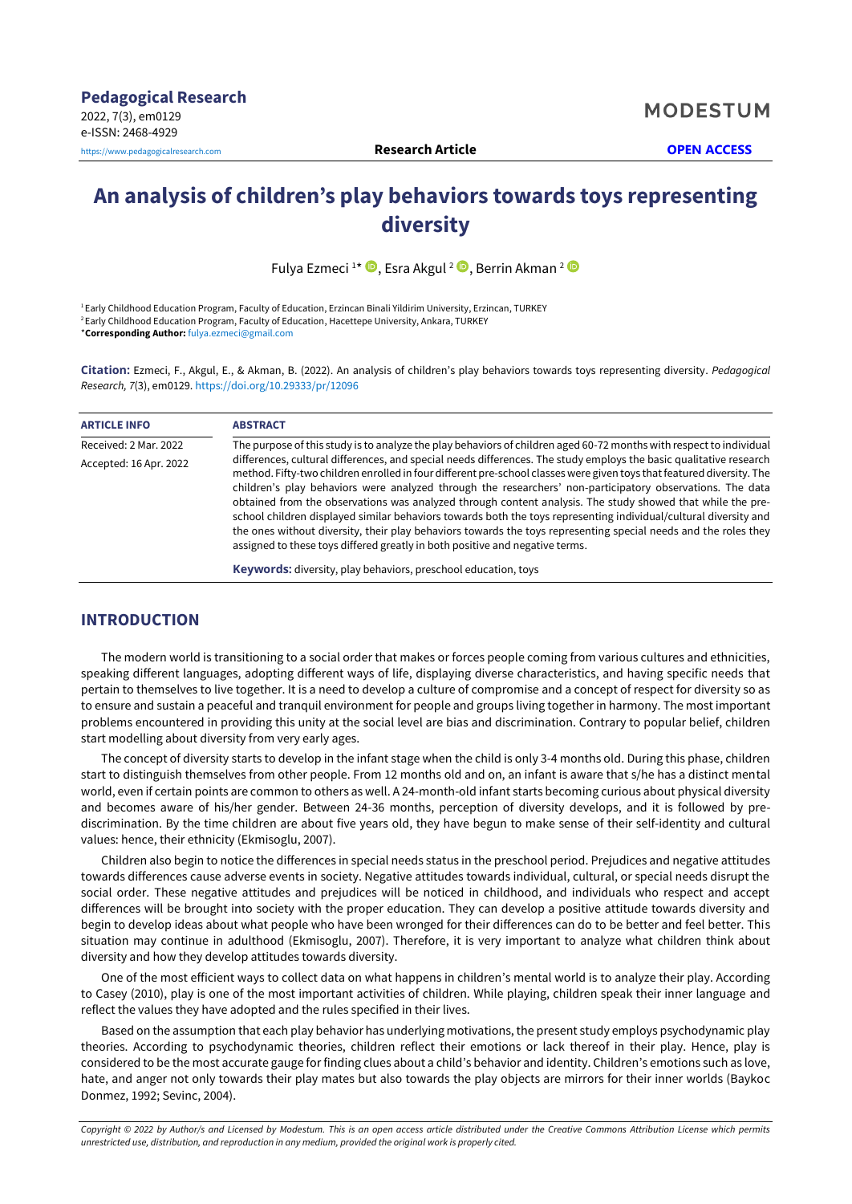# An analysis of children's play behaviors towards toys representing diversity

Fulya Ezmeci [1*], Esra Akgul [2], Berrin Akman [2]

[1] Early Childhood Education Program, Faculty of Education, Erzincan Binali Yildirim University, Erzincan, TURKEY
[2] Early Childhood Education Program, Faculty of Education, Hacettepe University, Ankara, TURKEY
*Corresponding Author: fulya.ezmeci@gmail.com

**Citation:** Ezmeci, F., Akgul, E., & Akman, B. (2022). An analysis of children's play behaviors towards toys representing diversity. *Pedagogical Research, 7*(3), em0129. https://doi.org/10.29333/pr/12096

**ARTICLE INFO**

Received: 2 Mar. 2022

Accepted: 16 Apr. 2022

**ABSTRACT**

The purpose of this study is to analyze the play behaviors of children aged 60-72 months with respect to individual differences, cultural differences, and special needs differences. The study employs the basic qualitative research method. Fifty-two children enrolled in four different pre-school classes were given toys that featured diversity. The children's play behaviors were analyzed through the researchers' non-participatory observations. The data obtained from the observations was analyzed through content analysis. The study showed that while the pre-school children displayed similar behaviors towards both the toys representing individual/cultural diversity and the ones without diversity, their play behaviors towards the toys representing special needs and the roles they assigned to these toys differed greatly in both positive and negative terms.

**Keywords:** diversity, play behaviors, preschool education, toys

## INTRODUCTION

The modern world is transitioning to a social order that makes or forces people coming from various cultures and ethnicities, speaking different languages, adopting different ways of life, displaying diverse characteristics, and having specific needs that pertain to themselves to live together. It is a need to develop a culture of compromise and a concept of respect for diversity so as to ensure and sustain a peaceful and tranquil environment for people and groups living together in harmony. The most important problems encountered in providing this unity at the social level are bias and discrimination. Contrary to popular belief, children start modelling about diversity from very early ages.

The concept of diversity starts to develop in the infant stage when the child is only 3-4 months old. During this phase, children start to distinguish themselves from other people. From 12 months old and on, an infant is aware that s/he has a distinct mental world, even if certain points are common to others as well. A 24-month-old infant starts becoming curious about physical diversity and becomes aware of his/her gender. Between 24-36 months, perception of diversity develops, and it is followed by pre-discrimination. By the time children are about five years old, they have begun to make sense of their self-identity and cultural values: hence, their ethnicity (Ekmisoglu, 2007).

Children also begin to notice the differences in special needs status in the preschool period. Prejudices and negative attitudes towards differences cause adverse events in society. Negative attitudes towards individual, cultural, or special needs disrupt the social order. These negative attitudes and prejudices will be noticed in childhood, and individuals who respect and accept differences will be brought into society with the proper education. They can develop a positive attitude towards diversity and begin to develop ideas about what people who have been wronged for their differences can do to be better and feel better. This situation may continue in adulthood (Ekmisoglu, 2007). Therefore, it is very important to analyze what children think about diversity and how they develop attitudes towards diversity.

One of the most efficient ways to collect data on what happens in children's mental world is to analyze their play. According to Casey (2010), play is one of the most important activities of children. While playing, children speak their inner language and reflect the values they have adopted and the rules specified in their lives.

Based on the assumption that each play behavior has underlying motivations, the present study employs psychodynamic play theories. According to psychodynamic theories, children reflect their emotions or lack thereof in their play. Hence, play is considered to be the most accurate gauge for finding clues about a child's behavior and identity. Children's emotions such as love, hate, and anger not only towards their play mates but also towards the play objects are mirrors for their inner worlds (Baykoc Donmez, 1992; Sevinc, 2004).

*Copyright © 2022 by Author/s and Licensed by Modestum. This is an open access article distributed under the Creative Commons Attribution License which permits unrestricted use, distribution, and reproduction in any medium, provided the original work is properly cited.*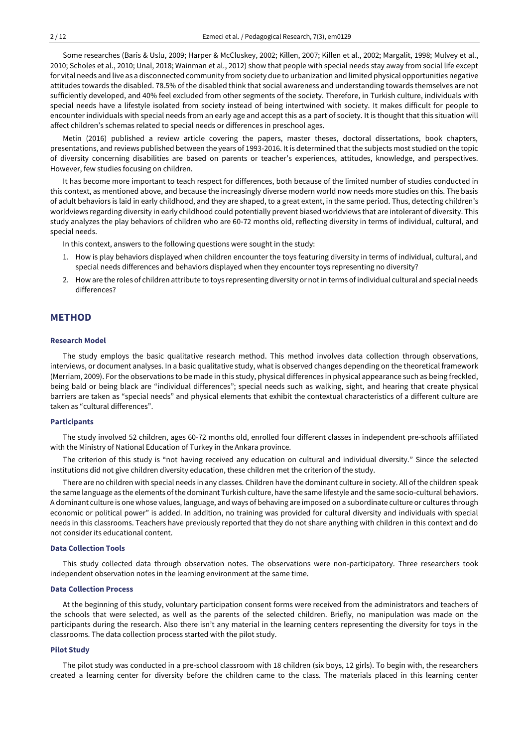Some researches (Baris & Uslu, 2009; Harper & McCluskey, 2002; Killen, 2007; Killen et al., 2002; Margalit, 1998; Mulvey et al., 2010; Scholes et al., 2010; Unal, 2018; Wainman et al., 2012) show that people with special needs stay away from social life except for vital needs and live as a disconnected community from society due to urbanization and limited physical opportunities negative attitudes towards the disabled. 78.5% of the disabled think that social awareness and understanding towards themselves are not sufficiently developed, and 40% feel excluded from other segments of the society. Therefore, in Turkish culture, individuals with special needs have a lifestyle isolated from society instead of being intertwined with society. It makes difficult for people to encounter individuals with special needs from an early age and accept this as a part of society. It is thought that this situation will affect children's schemas related to special needs or differences in preschool ages.

Metin (2016) published a review article covering the papers, master theses, doctoral dissertations, book chapters, presentations, and reviews published between the years of 1993-2016. It is determined that the subjects most studied on the topic of diversity concerning disabilities are based on parents or teacher's experiences, attitudes, knowledge, and perspectives. However, few studies focusing on children.

It has become more important to teach respect for differences, both because of the limited number of studies conducted in this context, as mentioned above, and because the increasingly diverse modern world now needs more studies on this. The basis of adult behaviors is laid in early childhood, and they are shaped, to a great extent, in the same period. Thus, detecting children's worldviews regarding diversity in early childhood could potentially prevent biased worldviews that are intolerant of diversity. This study analyzes the play behaviors of children who are 60-72 months old, reflecting diversity in terms of individual, cultural, and special needs.

In this context, answers to the following questions were sought in the study:

1. How is play behaviors displayed when children encounter the toys featuring diversity in terms of individual, cultural, and special needs differences and behaviors displayed when they encounter toys representing no diversity?
2. How are the roles of children attribute to toys representing diversity or not in terms of individual cultural and special needs differences?

## METHOD

### Research Model

The study employs the basic qualitative research method. This method involves data collection through observations, interviews, or document analyses. In a basic qualitative study, what is observed changes depending on the theoretical framework (Merriam, 2009). For the observations to be made in this study, physical differences in physical appearance such as being freckled, being bald or being black are "individual differences"; special needs such as walking, sight, and hearing that create physical barriers are taken as "special needs" and physical elements that exhibit the contextual characteristics of a different culture are taken as "cultural differences".

### Participants

The study involved 52 children, ages 60-72 months old, enrolled four different classes in independent pre-schools affiliated with the Ministry of National Education of Turkey in the Ankara province.

The criterion of this study is "not having received any education on cultural and individual diversity." Since the selected institutions did not give children diversity education, these children met the criterion of the study.

There are no children with special needs in any classes. Children have the dominant culture in society. All of the children speak the same language as the elements of the dominant Turkish culture, have the same lifestyle and the same socio-cultural behaviors. A dominant culture is one whose values, language, and ways of behaving are imposed on a subordinate culture or cultures through economic or political power" is added. In addition, no training was provided for cultural diversity and individuals with special needs in this classrooms. Teachers have previously reported that they do not share anything with children in this context and do not consider its educational content.

### Data Collection Tools

This study collected data through observation notes. The observations were non-participatory. Three researchers took independent observation notes in the learning environment at the same time.

### Data Collection Process

At the beginning of this study, voluntary participation consent forms were received from the administrators and teachers of the schools that were selected, as well as the parents of the selected children. Briefly, no manipulation was made on the participants during the research. Also there isn't any material in the learning centers representing the diversity for toys in the classrooms. The data collection process started with the pilot study.

### Pilot Study

The pilot study was conducted in a pre-school classroom with 18 children (six boys, 12 girls). To begin with, the researchers created a learning center for diversity before the children came to the class. The materials placed in this learning center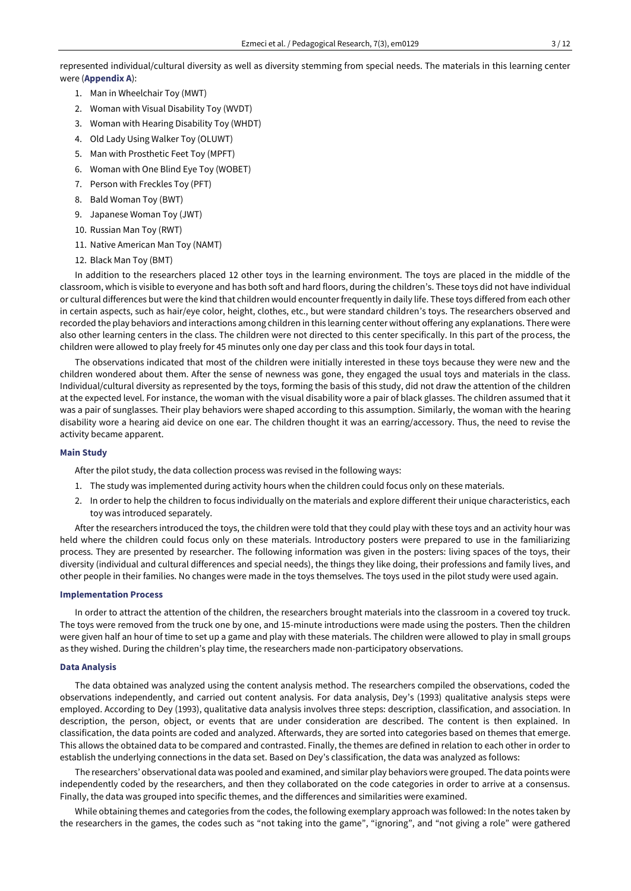represented individual/cultural diversity as well as diversity stemming from special needs. The materials in this learning center were (**Appendix A**):

1. Man in Wheelchair Toy (MWT)
2. Woman with Visual Disability Toy (WVDT)
3. Woman with Hearing Disability Toy (WHDT)
4. Old Lady Using Walker Toy (OLUWT)
5. Man with Prosthetic Feet Toy (MPFT)
6. Woman with One Blind Eye Toy (WOBET)
7. Person with Freckles Toy (PFT)
8. Bald Woman Toy (BWT)
9. Japanese Woman Toy (JWT)
10. Russian Man Toy (RWT)
11. Native American Man Toy (NAMT)
12. Black Man Toy (BMT)

In addition to the researchers placed 12 other toys in the learning environment. The toys are placed in the middle of the classroom, which is visible to everyone and has both soft and hard floors, during the children's. These toys did not have individual or cultural differences but were the kind that children would encounter frequently in daily life. These toys differed from each other in certain aspects, such as hair/eye color, height, clothes, etc., but were standard children's toys. The researchers observed and recorded the play behaviors and interactions among children in this learning center without offering any explanations. There were also other learning centers in the class. The children were not directed to this center specifically. In this part of the process, the children were allowed to play freely for 45 minutes only one day per class and this took four days in total.

The observations indicated that most of the children were initially interested in these toys because they were new and the children wondered about them. After the sense of newness was gone, they engaged the usual toys and materials in the class. Individual/cultural diversity as represented by the toys, forming the basis of this study, did not draw the attention of the children at the expected level. For instance, the woman with the visual disability wore a pair of black glasses. The children assumed that it was a pair of sunglasses. Their play behaviors were shaped according to this assumption. Similarly, the woman with the hearing disability wore a hearing aid device on one ear. The children thought it was an earring/accessory. Thus, the need to revise the activity became apparent.

### Main Study

After the pilot study, the data collection process was revised in the following ways:

1. The study was implemented during activity hours when the children could focus only on these materials.
2. In order to help the children to focus individually on the materials and explore different their unique characteristics, each toy was introduced separately.

After the researchers introduced the toys, the children were told that they could play with these toys and an activity hour was held where the children could focus only on these materials. Introductory posters were prepared to use in the familiarizing process. They are presented by researcher. The following information was given in the posters: living spaces of the toys, their diversity (individual and cultural differences and special needs), the things they like doing, their professions and family lives, and other people in their families. No changes were made in the toys themselves. The toys used in the pilot study were used again.

### Implementation Process

In order to attract the attention of the children, the researchers brought materials into the classroom in a covered toy truck. The toys were removed from the truck one by one, and 15-minute introductions were made using the posters. Then the children were given half an hour of time to set up a game and play with these materials. The children were allowed to play in small groups as they wished. During the children's play time, the researchers made non-participatory observations.

### Data Analysis

The data obtained was analyzed using the content analysis method. The researchers compiled the observations, coded the observations independently, and carried out content analysis. For data analysis, Dey's (1993) qualitative analysis steps were employed. According to Dey (1993), qualitative data analysis involves three steps: description, classification, and association. In description, the person, object, or events that are under consideration are described. The content is then explained. In classification, the data points are coded and analyzed. Afterwards, they are sorted into categories based on themes that emerge. This allows the obtained data to be compared and contrasted. Finally, the themes are defined in relation to each other in order to establish the underlying connections in the data set. Based on Dey's classification, the data was analyzed as follows:

The researchers' observational data was pooled and examined, and similar play behaviors were grouped. The data points were independently coded by the researchers, and then they collaborated on the code categories in order to arrive at a consensus. Finally, the data was grouped into specific themes, and the differences and similarities were examined.

While obtaining themes and categories from the codes, the following exemplary approach was followed: In the notes taken by the researchers in the games, the codes such as "not taking into the game", "ignoring", and "not giving a role" were gathered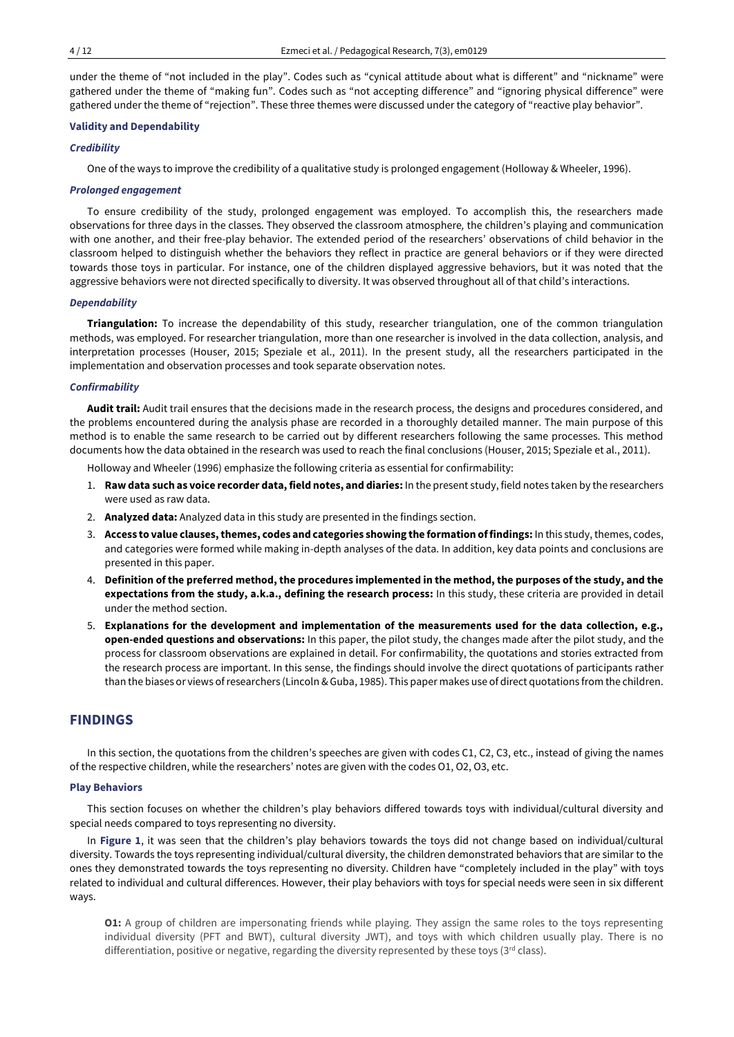under the theme of "not included in the play". Codes such as "cynical attitude about what is different" and "nickname" were gathered under the theme of "making fun". Codes such as "not accepting difference" and "ignoring physical difference" were gathered under the theme of "rejection". These three themes were discussed under the category of "reactive play behavior".

### Validity and Dependability

#### *Credibility*

One of the ways to improve the credibility of a qualitative study is prolonged engagement (Holloway & Wheeler, 1996).

#### *Prolonged engagement*

To ensure credibility of the study, prolonged engagement was employed. To accomplish this, the researchers made observations for three days in the classes. They observed the classroom atmosphere, the children's playing and communication with one another, and their free-play behavior. The extended period of the researchers' observations of child behavior in the classroom helped to distinguish whether the behaviors they reflect in practice are general behaviors or if they were directed towards those toys in particular. For instance, one of the children displayed aggressive behaviors, but it was noted that the aggressive behaviors were not directed specifically to diversity. It was observed throughout all of that child's interactions.

#### *Dependability*

**Triangulation:** To increase the dependability of this study, researcher triangulation, one of the common triangulation methods, was employed. For researcher triangulation, more than one researcher is involved in the data collection, analysis, and interpretation processes (Houser, 2015; Speziale et al., 2011). In the present study, all the researchers participated in the implementation and observation processes and took separate observation notes.

#### *Confirmability*

**Audit trail:** Audit trail ensures that the decisions made in the research process, the designs and procedures considered, and the problems encountered during the analysis phase are recorded in a thoroughly detailed manner. The main purpose of this method is to enable the same research to be carried out by different researchers following the same processes. This method documents how the data obtained in the research was used to reach the final conclusions (Houser, 2015; Speziale et al., 2011).

Holloway and Wheeler (1996) emphasize the following criteria as essential for confirmability:

1. **Raw data such as voice recorder data, field notes, and diaries:** In the present study, field notes taken by the researchers were used as raw data.
2. **Analyzed data:** Analyzed data in this study are presented in the findings section.
3. **Access to value clauses, themes, codes and categories showing the formation of findings:** In this study, themes, codes, and categories were formed while making in-depth analyses of the data. In addition, key data points and conclusions are presented in this paper.
4. **Definition of the preferred method, the procedures implemented in the method, the purposes of the study, and the expectations from the study, a.k.a., defining the research process:** In this study, these criteria are provided in detail under the method section.
5. **Explanations for the development and implementation of the measurements used for the data collection, e.g., open-ended questions and observations:** In this paper, the pilot study, the changes made after the pilot study, and the process for classroom observations are explained in detail. For confirmability, the quotations and stories extracted from the research process are important. In this sense, the findings should involve the direct quotations of participants rather than the biases or views of researchers (Lincoln & Guba, 1985). This paper makes use of direct quotations from the children.

## FINDINGS

In this section, the quotations from the children's speeches are given with codes C1, C2, C3, etc., instead of giving the names of the respective children, while the researchers' notes are given with the codes O1, O2, O3, etc.

### Play Behaviors

This section focuses on whether the children's play behaviors differed towards toys with individual/cultural diversity and special needs compared to toys representing no diversity.

In **Figure 1**, it was seen that the children's play behaviors towards the toys did not change based on individual/cultural diversity. Towards the toys representing individual/cultural diversity, the children demonstrated behaviors that are similar to the ones they demonstrated towards the toys representing no diversity. Children have "completely included in the play" with toys related to individual and cultural differences. However, their play behaviors with toys for special needs were seen in six different ways.

> **O1:** A group of children are impersonating friends while playing. They assign the same roles to the toys representing individual diversity (PFT and BWT), cultural diversity JWT), and toys with which children usually play. There is no differentiation, positive or negative, regarding the diversity represented by these toys (3rd class).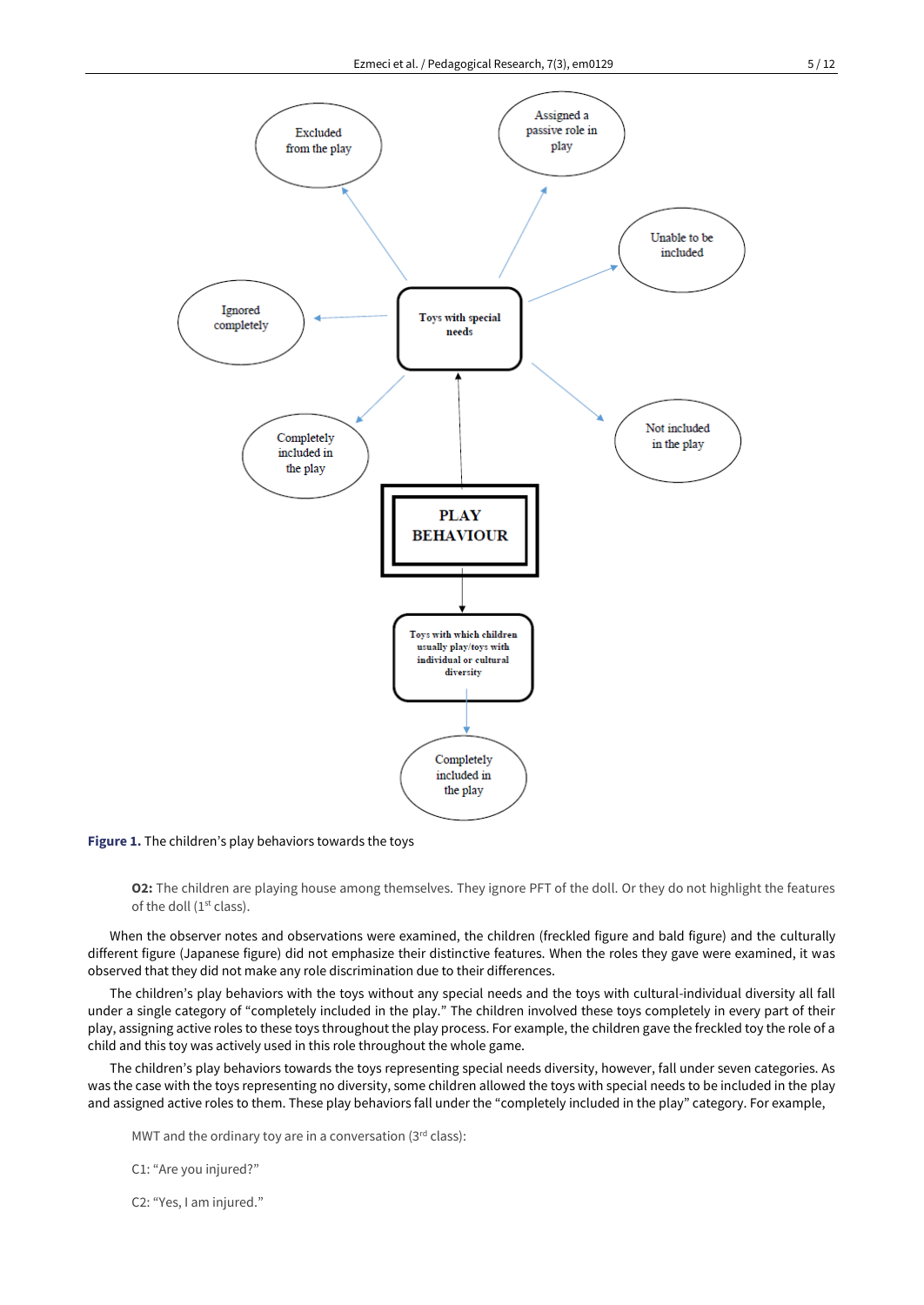Excluded from the play

Assigned a passive role in play

Unable to be included

Ignored completely

Toys with special needs

Not included in the play

Completely included in the play

PLAY BEHAVIOUR

Toys with which children usually play/toys with individual or cultural diversity

Completely included in the play

**Figure 1.** The children's play behaviors towards the toys

> **O2:** The children are playing house among themselves. They ignore PFT of the doll. Or they do not highlight the features of the doll (1st class).

When the observer notes and observations were examined, the children (freckled figure and bald figure) and the culturally different figure (Japanese figure) did not emphasize their distinctive features. When the roles they gave were examined, it was observed that they did not make any role discrimination due to their differences.

The children's play behaviors with the toys without any special needs and the toys with cultural-individual diversity all fall under a single category of "completely included in the play." The children involved these toys completely in every part of their play, assigning active roles to these toys throughout the play process. For example, the children gave the freckled toy the role of a child and this toy was actively used in this role throughout the whole game.

The children's play behaviors towards the toys representing special needs diversity, however, fall under seven categories. As was the case with the toys representing no diversity, some children allowed the toys with special needs to be included in the play and assigned active roles to them. These play behaviors fall under the "completely included in the play" category. For example,

> MWT and the ordinary toy are in a conversation (3rd class):
>
> C1: "Are you injured?"
>
> C2: "Yes, I am injured."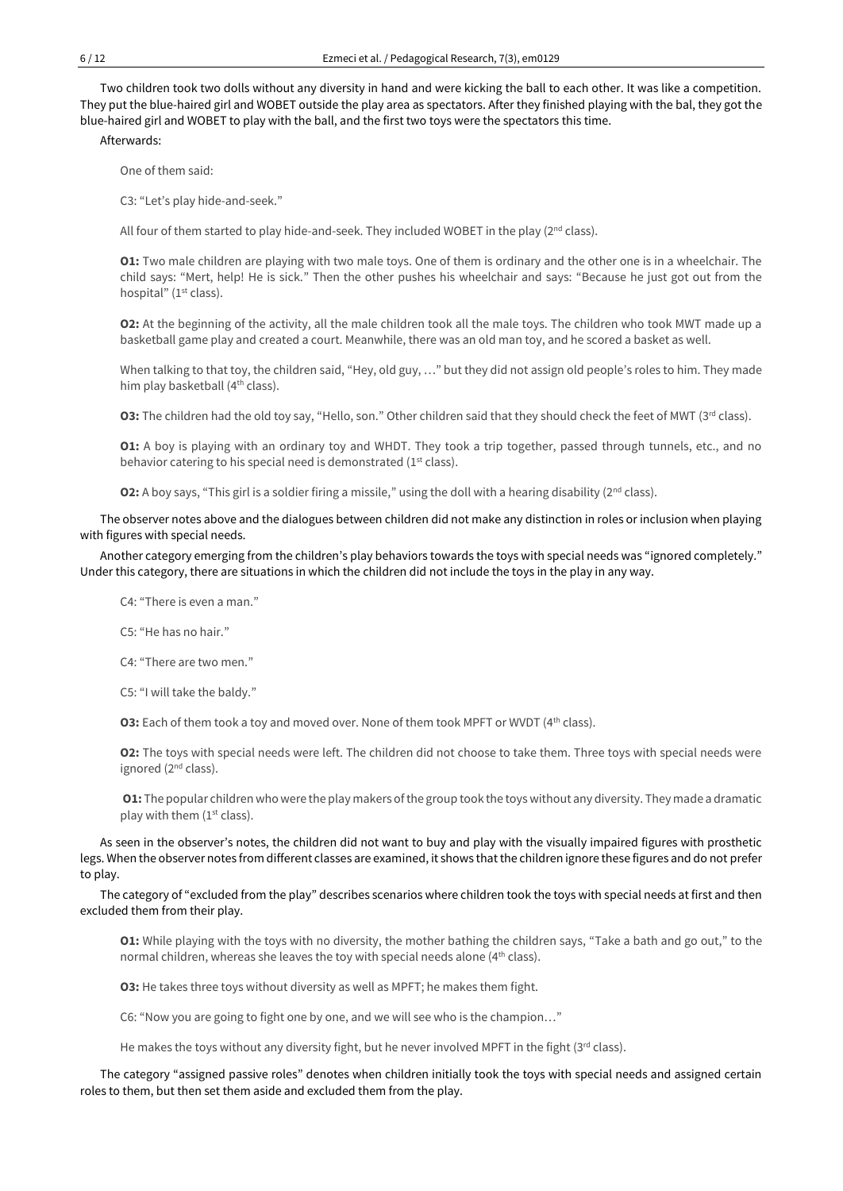Two children took two dolls without any diversity in hand and were kicking the ball to each other. It was like a competition. They put the blue-haired girl and WOBET outside the play area as spectators. After they finished playing with the bal, they got the blue-haired girl and WOBET to play with the ball, and the first two toys were the spectators this time.

Afterwards:

> One of them said:
>
> C3: "Let's play hide-and-seek."
>
> All four of them started to play hide-and-seek. They included WOBET in the play (2nd class).
>
> **O1:** Two male children are playing with two male toys. One of them is ordinary and the other one is in a wheelchair. The child says: "Mert, help! He is sick." Then the other pushes his wheelchair and says: "Because he just got out from the hospital" (1st class).
>
> **O2:** At the beginning of the activity, all the male children took all the male toys. The children who took MWT made up a basketball game play and created a court. Meanwhile, there was an old man toy, and he scored a basket as well.
>
> When talking to that toy, the children said, "Hey, old guy, …" but they did not assign old people's roles to him. They made him play basketball (4th class).
>
> **O3:** The children had the old toy say, "Hello, son." Other children said that they should check the feet of MWT (3rd class).
>
> **O1:** A boy is playing with an ordinary toy and WHDT. They took a trip together, passed through tunnels, etc., and no behavior catering to his special need is demonstrated (1st class).
>
> **O2:** A boy says, "This girl is a soldier firing a missile," using the doll with a hearing disability (2nd class).

The observer notes above and the dialogues between children did not make any distinction in roles or inclusion when playing with figures with special needs.

Another category emerging from the children's play behaviors towards the toys with special needs was "ignored completely." Under this category, there are situations in which the children did not include the toys in the play in any way.

> C4: "There is even a man."
>
> C5: "He has no hair."
>
> C4: "There are two men."
>
> C5: "I will take the baldy."
>
> **O3:** Each of them took a toy and moved over. None of them took MPFT or WVDT (4th class).
>
> **O2:** The toys with special needs were left. The children did not choose to take them. Three toys with special needs were ignored (2nd class).
>
> **O1:** The popular children who were the play makers of the group took the toys without any diversity. They made a dramatic play with them (1st class).

As seen in the observer's notes, the children did not want to buy and play with the visually impaired figures with prosthetic legs. When the observer notes from different classes are examined, it shows that the children ignore these figures and do not prefer to play.

The category of "excluded from the play" describes scenarios where children took the toys with special needs at first and then excluded them from their play.

> **O1:** While playing with the toys with no diversity, the mother bathing the children says, "Take a bath and go out," to the normal children, whereas she leaves the toy with special needs alone (4th class).
>
> **O3:** He takes three toys without diversity as well as MPFT; he makes them fight.
>
> C6: "Now you are going to fight one by one, and we will see who is the champion…"
>
> He makes the toys without any diversity fight, but he never involved MPFT in the fight (3rd class).

The category "assigned passive roles" denotes when children initially took the toys with special needs and assigned certain roles to them, but then set them aside and excluded them from the play.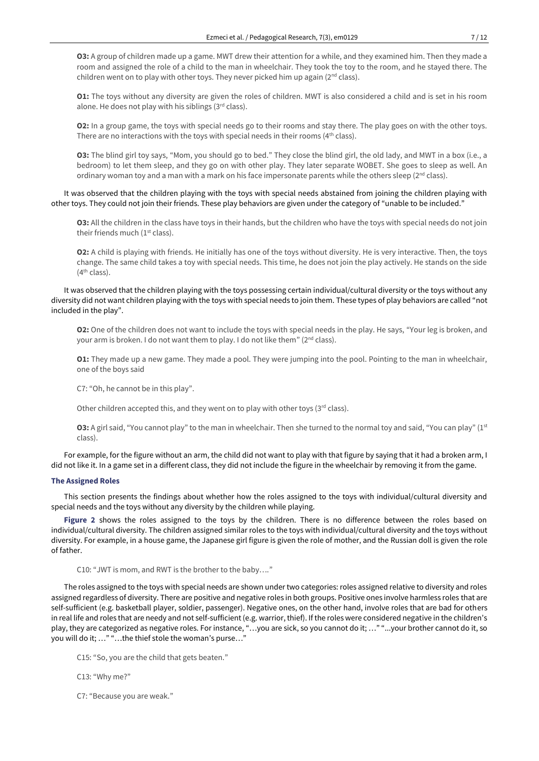**O3:** A group of children made up a game. MWT drew their attention for a while, and they examined him. Then they made a room and assigned the role of a child to the man in wheelchair. They took the toy to the room, and he stayed there. The children went on to play with other toys. They never picked him up again (2nd class).

**O1:** The toys without any diversity are given the roles of children. MWT is also considered a child and is set in his room alone. He does not play with his siblings (3rd class).

**O2:** In a group game, the toys with special needs go to their rooms and stay there. The play goes on with the other toys. There are no interactions with the toys with special needs in their rooms (4th class).

**O3:** The blind girl toy says, "Mom, you should go to bed." They close the blind girl, the old lady, and MWT in a box (i.e., a bedroom) to let them sleep, and they go on with other play. They later separate WOBET. She goes to sleep as well. An ordinary woman toy and a man with a mark on his face impersonate parents while the others sleep (2nd class).

It was observed that the children playing with the toys with special needs abstained from joining the children playing with other toys. They could not join their friends. These play behaviors are given under the category of "unable to be included."

**O3:** All the children in the class have toys in their hands, but the children who have the toys with special needs do not join their friends much (1st class).

**O2:** A child is playing with friends. He initially has one of the toys without diversity. He is very interactive. Then, the toys change. The same child takes a toy with special needs. This time, he does not join the play actively. He stands on the side (4th class).

It was observed that the children playing with the toys possessing certain individual/cultural diversity or the toys without any diversity did not want children playing with the toys with special needs to join them. These types of play behaviors are called "not included in the play".

**O2:** One of the children does not want to include the toys with special needs in the play. He says, "Your leg is broken, and your arm is broken. I do not want them to play. I do not like them" (2nd class).

**O1:** They made up a new game. They made a pool. They were jumping into the pool. Pointing to the man in wheelchair, one of the boys said

C7: "Oh, he cannot be in this play".

Other children accepted this, and they went on to play with other toys (3rd class).

**O3:** A girl said, "You cannot play" to the man in wheelchair. Then she turned to the normal toy and said, "You can play" (1st class).

For example, for the figure without an arm, the child did not want to play with that figure by saying that it had a broken arm, I did not like it. In a game set in a different class, they did not include the figure in the wheelchair by removing it from the game.

### The Assigned Roles

This section presents the findings about whether how the roles assigned to the toys with individual/cultural diversity and special needs and the toys without any diversity by the children while playing.

**Figure 2** shows the roles assigned to the toys by the children. There is no difference between the roles based on individual/cultural diversity. The children assigned similar roles to the toys with individual/cultural diversity and the toys without diversity. For example, in a house game, the Japanese girl figure is given the role of mother, and the Russian doll is given the role of father.

C10: "JWT is mom, and RWT is the brother to the baby…."

The roles assigned to the toys with special needs are shown under two categories: roles assigned relative to diversity and roles assigned regardless of diversity. There are positive and negative roles in both groups. Positive ones involve harmless roles that are self-sufficient (e.g. basketball player, soldier, passenger). Negative ones, on the other hand, involve roles that are bad for others in real life and roles that are needy and not self-sufficient (e.g. warrior, thief). If the roles were considered negative in the children's play, they are categorized as negative roles. For instance, "…you are sick, so you cannot do it; …" "...your brother cannot do it, so you will do it; …" "…the thief stole the woman's purse…"

C15: "So, you are the child that gets beaten."

C13: "Why me?"

C7: "Because you are weak."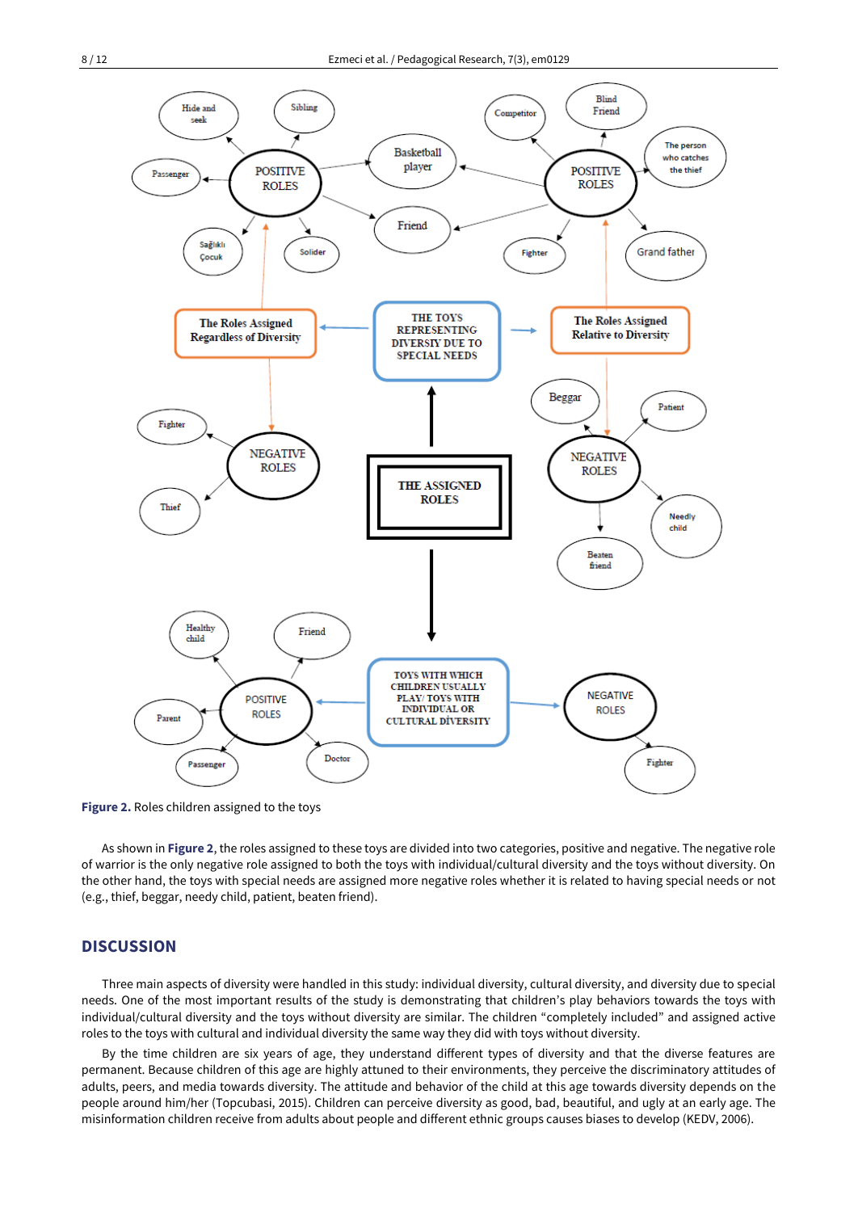Hide and seek
Sibling
Passenger
POSITIVE ROLES
Sağlıklı Çocuk
Solider
Basketball player
Friend
Competitor
Blind Friend
The person who catches the thief
POSITIVE ROLES
Fighter
Grand father
The Roles Assigned Regardless of Diversity
THE TOYS REPRESENTING DIVERSITY DUE TO SPECIAL NEEDS
The Roles Assigned Relative to Diversity
Fighter
NEGATIVE ROLES
Thief
Beggar
Patient
NEGATIVE ROLES
Needly child
Beaten friend
THE ASSIGNED ROLES
Healthy child
Friend
Parent
POSITIVE ROLES
Passenger
Doctor
TOYS WITH WHICH CHILDREN USUALLY PLAY/ TOYS WITH INDIVIDUAL OR CULTURAL DİVERSITY
NEGATIVE ROLES
Fighter

**Figure 2.** Roles children assigned to the toys

As shown in **Figure 2**, the roles assigned to these toys are divided into two categories, positive and negative. The negative role of warrior is the only negative role assigned to both the toys with individual/cultural diversity and the toys without diversity. On the other hand, the toys with special needs are assigned more negative roles whether it is related to having special needs or not (e.g., thief, beggar, needy child, patient, beaten friend).

## DISCUSSION

Three main aspects of diversity were handled in this study: individual diversity, cultural diversity, and diversity due to special needs. One of the most important results of the study is demonstrating that children's play behaviors towards the toys with individual/cultural diversity and the toys without diversity are similar. The children "completely included" and assigned active roles to the toys with cultural and individual diversity the same way they did with toys without diversity.

By the time children are six years of age, they understand different types of diversity and that the diverse features are permanent. Because children of this age are highly attuned to their environments, they perceive the discriminatory attitudes of adults, peers, and media towards diversity. The attitude and behavior of the child at this age towards diversity depends on the people around him/her (Topcubasi, 2015). Children can perceive diversity as good, bad, beautiful, and ugly at an early age. The misinformation children receive from adults about people and different ethnic groups causes biases to develop (KEDV, 2006).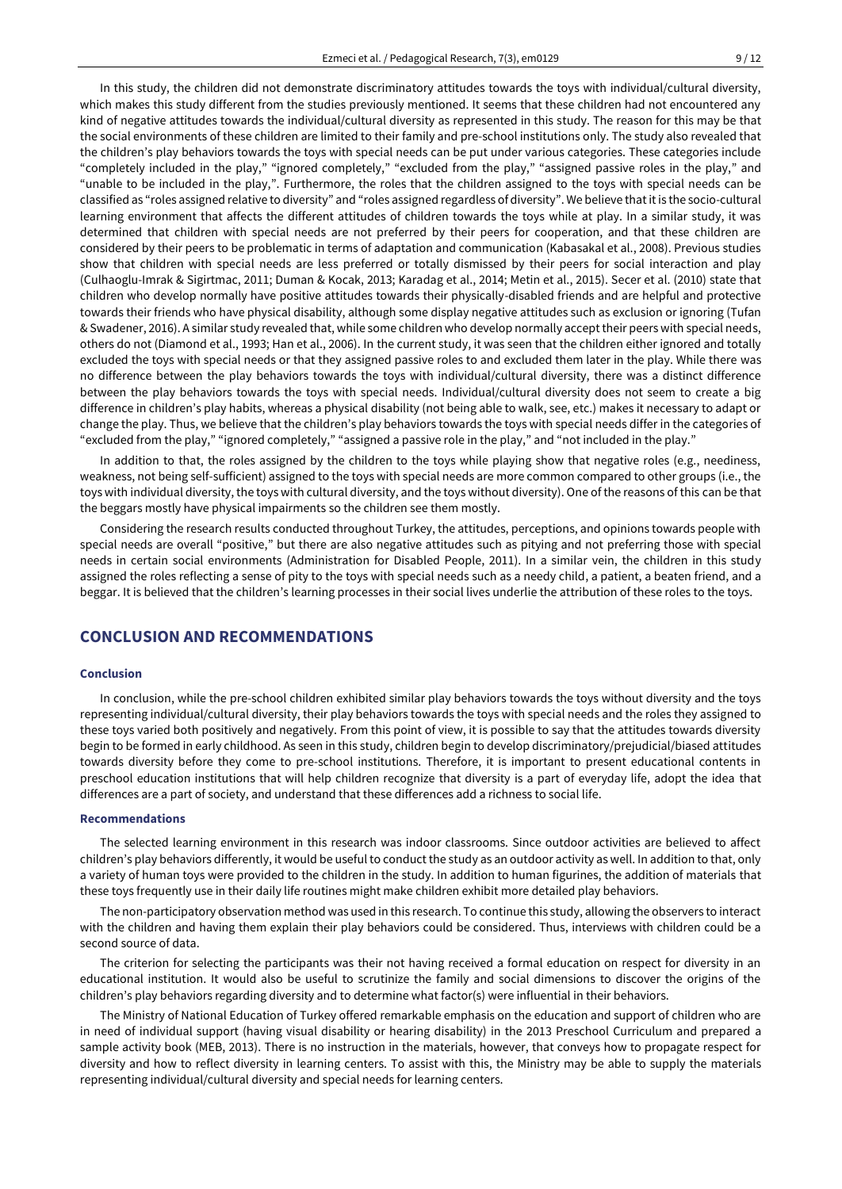In this study, the children did not demonstrate discriminatory attitudes towards the toys with individual/cultural diversity, which makes this study different from the studies previously mentioned. It seems that these children had not encountered any kind of negative attitudes towards the individual/cultural diversity as represented in this study. The reason for this may be that the social environments of these children are limited to their family and pre-school institutions only. The study also revealed that the children's play behaviors towards the toys with special needs can be put under various categories. These categories include "completely included in the play," "ignored completely," "excluded from the play," "assigned passive roles in the play," and "unable to be included in the play,". Furthermore, the roles that the children assigned to the toys with special needs can be classified as "roles assigned relative to diversity" and "roles assigned regardless of diversity". We believe that it is the socio-cultural learning environment that affects the different attitudes of children towards the toys while at play. In a similar study, it was determined that children with special needs are not preferred by their peers for cooperation, and that these children are considered by their peers to be problematic in terms of adaptation and communication (Kabasakal et al., 2008). Previous studies show that children with special needs are less preferred or totally dismissed by their peers for social interaction and play (Culhaoglu-Imrak & Sigirtmac, 2011; Duman & Kocak, 2013; Karadag et al., 2014; Metin et al., 2015). Secer et al. (2010) state that children who develop normally have positive attitudes towards their physically-disabled friends and are helpful and protective towards their friends who have physical disability, although some display negative attitudes such as exclusion or ignoring (Tufan & Swadener, 2016). A similar study revealed that, while some children who develop normally accept their peers with special needs, others do not (Diamond et al., 1993; Han et al., 2006). In the current study, it was seen that the children either ignored and totally excluded the toys with special needs or that they assigned passive roles to and excluded them later in the play. While there was no difference between the play behaviors towards the toys with individual/cultural diversity, there was a distinct difference between the play behaviors towards the toys with special needs. Individual/cultural diversity does not seem to create a big difference in children's play habits, whereas a physical disability (not being able to walk, see, etc.) makes it necessary to adapt or change the play. Thus, we believe that the children's play behaviors towards the toys with special needs differ in the categories of "excluded from the play," "ignored completely," "assigned a passive role in the play," and "not included in the play."

In addition to that, the roles assigned by the children to the toys while playing show that negative roles (e.g., neediness, weakness, not being self-sufficient) assigned to the toys with special needs are more common compared to other groups (i.e., the toys with individual diversity, the toys with cultural diversity, and the toys without diversity). One of the reasons of this can be that the beggars mostly have physical impairments so the children see them mostly.

Considering the research results conducted throughout Turkey, the attitudes, perceptions, and opinions towards people with special needs are overall "positive," but there are also negative attitudes such as pitying and not preferring those with special needs in certain social environments (Administration for Disabled People, 2011). In a similar vein, the children in this study assigned the roles reflecting a sense of pity to the toys with special needs such as a needy child, a patient, a beaten friend, and a beggar. It is believed that the children's learning processes in their social lives underlie the attribution of these roles to the toys.

## CONCLUSION AND RECOMMENDATIONS

### Conclusion

In conclusion, while the pre-school children exhibited similar play behaviors towards the toys without diversity and the toys representing individual/cultural diversity, their play behaviors towards the toys with special needs and the roles they assigned to these toys varied both positively and negatively. From this point of view, it is possible to say that the attitudes towards diversity begin to be formed in early childhood. As seen in this study, children begin to develop discriminatory/prejudicial/biased attitudes towards diversity before they come to pre-school institutions. Therefore, it is important to present educational contents in preschool education institutions that will help children recognize that diversity is a part of everyday life, adopt the idea that differences are a part of society, and understand that these differences add a richness to social life.

### Recommendations

The selected learning environment in this research was indoor classrooms. Since outdoor activities are believed to affect children's play behaviors differently, it would be useful to conduct the study as an outdoor activity as well. In addition to that, only a variety of human toys were provided to the children in the study. In addition to human figurines, the addition of materials that these toys frequently use in their daily life routines might make children exhibit more detailed play behaviors.

The non-participatory observation method was used in this research. To continue this study, allowing the observers to interact with the children and having them explain their play behaviors could be considered. Thus, interviews with children could be a second source of data.

The criterion for selecting the participants was their not having received a formal education on respect for diversity in an educational institution. It would also be useful to scrutinize the family and social dimensions to discover the origins of the children's play behaviors regarding diversity and to determine what factor(s) were influential in their behaviors.

The Ministry of National Education of Turkey offered remarkable emphasis on the education and support of children who are in need of individual support (having visual disability or hearing disability) in the 2013 Preschool Curriculum and prepared a sample activity book (MEB, 2013). There is no instruction in the materials, however, that conveys how to propagate respect for diversity and how to reflect diversity in learning centers. To assist with this, the Ministry may be able to supply the materials representing individual/cultural diversity and special needs for learning centers.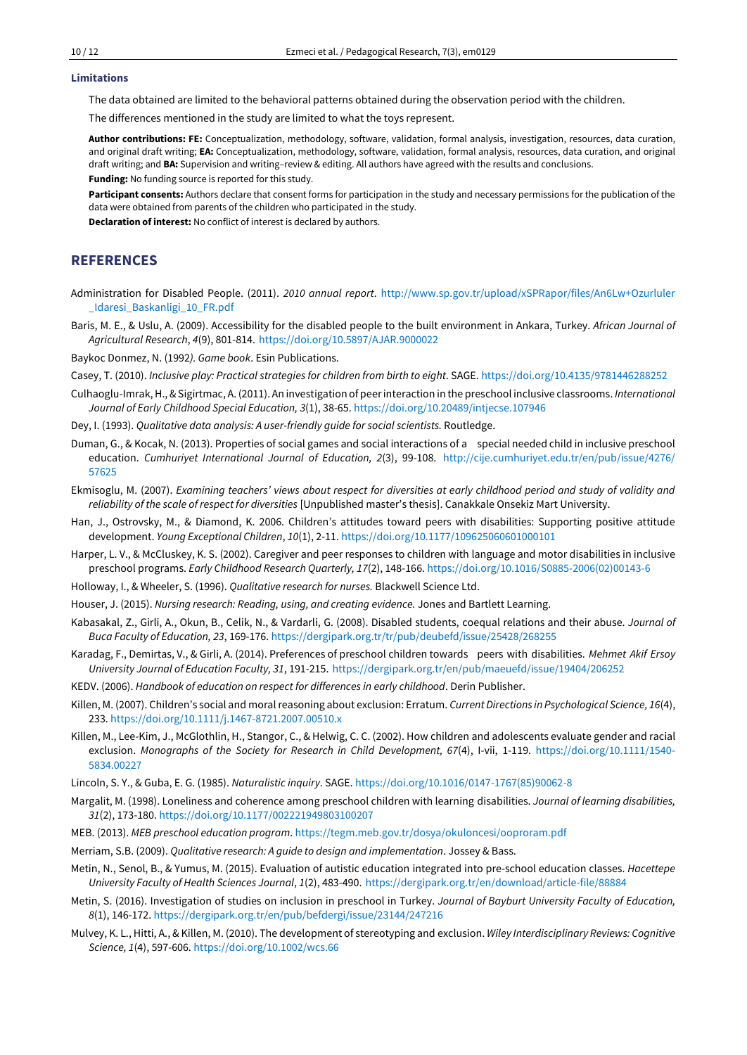### Limitations

The data obtained are limited to the behavioral patterns obtained during the observation period with the children.

The differences mentioned in the study are limited to what the toys represent.

**Author contributions: FE:** Conceptualization, methodology, software, validation, formal analysis, investigation, resources, data curation, and original draft writing; **EA:** Conceptualization, methodology, software, validation, formal analysis, resources, data curation, and original draft writing; and **BA:** Supervision and writing–review & editing. All authors have agreed with the results and conclusions.

**Funding:** No funding source is reported for this study.

**Participant consents:** Authors declare that consent forms for participation in the study and necessary permissions for the publication of the data were obtained from parents of the children who participated in the study.

**Declaration of interest:** No conflict of interest is declared by authors.

## REFERENCES

Administration for Disabled People. (2011). *2010 annual report*. http://www.sp.gov.tr/upload/xSPRapor/files/An6Lw+Ozurluler_Idaresi_Baskanligi_10_FR.pdf

Baris, M. E., & Uslu, A. (2009). Accessibility for the disabled people to the built environment in Ankara, Turkey. *African Journal of Agricultural Research*, *4*(9), 801-814. https://doi.org/10.5897/AJAR.9000022

Baykoc Donmez, N. (1992*). Game book*. Esin Publications.

Casey, T. (2010). *Inclusive play: Practical strategies for children from birth to eight*. SAGE. https://doi.org/10.4135/9781446288252

Culhaoglu-Imrak, H., & Sigirtmac, A. (2011). An investigation of peer interaction in the preschool inclusive classrooms. *International Journal of Early Childhood Special Education, 3*(1), 38-65. https://doi.org/10.20489/intjecse.107946

Dey, I. (1993). *Qualitative data analysis: A user-friendly guide for social scientists.* Routledge.

Duman, G., & Kocak, N. (2013). Properties of social games and social interactions of a special needed child in inclusive preschool education. *Cumhuriyet International Journal of Education, 2*(3), 99-108. http://cije.cumhuriyet.edu.tr/en/pub/issue/4276/57625

Ekmisoglu, M. (2007). *Examining teachers' views about respect for diversities at early childhood period and study of validity and reliability of the scale of respect for diversities* [Unpublished master's thesis]. Canakkale Onsekiz Mart University.

Han, J., Ostrovsky, M., & Diamond, K. 2006. Children's attitudes toward peers with disabilities: Supporting positive attitude development. *Young Exceptional Children*, *10*(1), 2-11. https://doi.org/10.1177/109625060601000101

Harper, L. V., & McCluskey, K. S. (2002). Caregiver and peer responses to children with language and motor disabilities in inclusive preschool programs. *Early Childhood Research Quarterly, 17*(2), 148-166. https://doi.org/10.1016/S0885-2006(02)00143-6

Holloway, I., & Wheeler, S. (1996). *Qualitative research for nurses.* Blackwell Science Ltd.

Houser, J. (2015). *Nursing research: Reading, using, and creating evidence.* Jones and Bartlett Learning.

Kabasakal, Z., Girli, A., Okun, B., Celik, N., & Vardarli, G. (2008). Disabled students, coequal relations and their abuse. *Journal of Buca Faculty of Education, 23*, 169-176. https://dergipark.org.tr/tr/pub/deubefd/issue/25428/268255

Karadag, F., Demirtas, V., & Girli, A. (2014). Preferences of preschool children towards peers with disabilities. *Mehmet Akif Ersoy University Journal of Education Faculty, 31*, 191-215. https://dergipark.org.tr/en/pub/maeuefd/issue/19404/206252

KEDV. (2006). *Handbook of education on respect for differences in early childhood*. Derin Publisher.

Killen, M. (2007). Children's social and moral reasoning about exclusion: Erratum. *Current Directions in Psychological Science, 16*(4), 233. https://doi.org/10.1111/j.1467-8721.2007.00510.x

Killen, M., Lee-Kim, J., McGlothlin, H., Stangor, C., & Helwig, C. C. (2002). How children and adolescents evaluate gender and racial exclusion. *Monographs of the Society for Research in Child Development, 67*(4), I-vii, 1-119. https://doi.org/10.1111/1540-5834.00227

Lincoln, S. Y., & Guba, E. G. (1985). *Naturalistic inquiry*. SAGE. https://doi.org/10.1016/0147-1767(85)90062-8

Margalit, M. (1998). Loneliness and coherence among preschool children with learning disabilities. *Journal of learning disabilities, 31*(2), 173-180. https://doi.org/10.1177/002221949803100207

MEB. (2013). *MEB preschool education program*. https://tegm.meb.gov.tr/dosya/okuloncesi/ooproram.pdf

Merriam, S.B. (2009). *Qualitative research: A guide to design and implementation*. Jossey & Bass.

Metin, N., Senol, B., & Yumus, M. (2015). Evaluation of autistic education integrated into pre-school education classes. *Hacettepe University Faculty of Health Sciences Journal*, *1*(2), 483-490. https://dergipark.org.tr/en/download/article-file/88884

Metin, S. (2016). Investigation of studies on inclusion in preschool in Turkey. *Journal of Bayburt University Faculty of Education, 8*(1), 146-172. https://dergipark.org.tr/en/pub/befdergi/issue/23144/247216

Mulvey, K. L., Hitti, A., & Killen, M. (2010). The development of stereotyping and exclusion. *Wiley Interdisciplinary Reviews: Cognitive Science, 1*(4), 597-606. https://doi.org/10.1002/wcs.66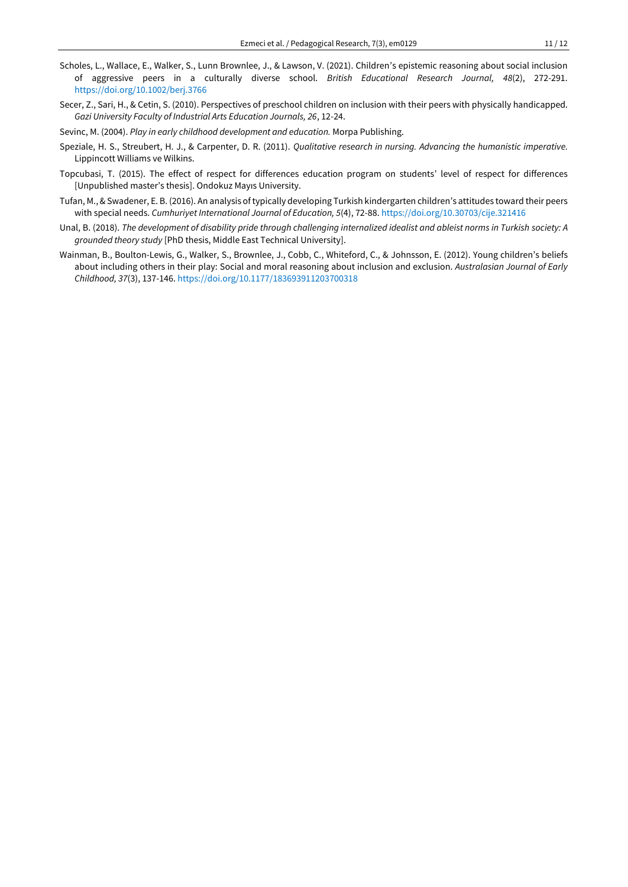Scholes, L., Wallace, E., Walker, S., Lunn Brownlee, J., & Lawson, V. (2021). Children's epistemic reasoning about social inclusion of aggressive peers in a culturally diverse school. *British Educational Research Journal, 48*(2), 272-291. https://doi.org/10.1002/berj.3766

Secer, Z., Sari, H., & Cetin, S. (2010). Perspectives of preschool children on inclusion with their peers with physically handicapped. *Gazi University Faculty of Industrial Arts Education Journals, 26*, 12-24.

Sevinc, M. (2004). *Play in early childhood development and education.* Morpa Publishing.

Speziale, H. S., Streubert, H. J., & Carpenter, D. R. (2011). *Qualitative research in nursing. Advancing the humanistic imperative.* Lippincott Williams ve Wilkins.

Topcubasi, T. (2015). The effect of respect for differences education program on students' level of respect for differences [Unpublished master's thesis]. Ondokuz Mayıs University.

Tufan, M., & Swadener, E. B. (2016). An analysis of typically developing Turkish kindergarten children's attitudes toward their peers with special needs. *Cumhuriyet International Journal of Education, 5*(4), 72-88. https://doi.org/10.30703/cije.321416

Unal, B. (2018). *The development of disability pride through challenging internalized idealist and ableist norms in Turkish society: A grounded theory study* [PhD thesis, Middle East Technical University].

Wainman, B., Boulton-Lewis, G., Walker, S., Brownlee, J., Cobb, C., Whiteford, C., & Johnsson, E. (2012). Young children's beliefs about including others in their play: Social and moral reasoning about inclusion and exclusion. *Australasian Journal of Early Childhood, 37*(3), 137-146. https://doi.org/10.1177/183693911203700318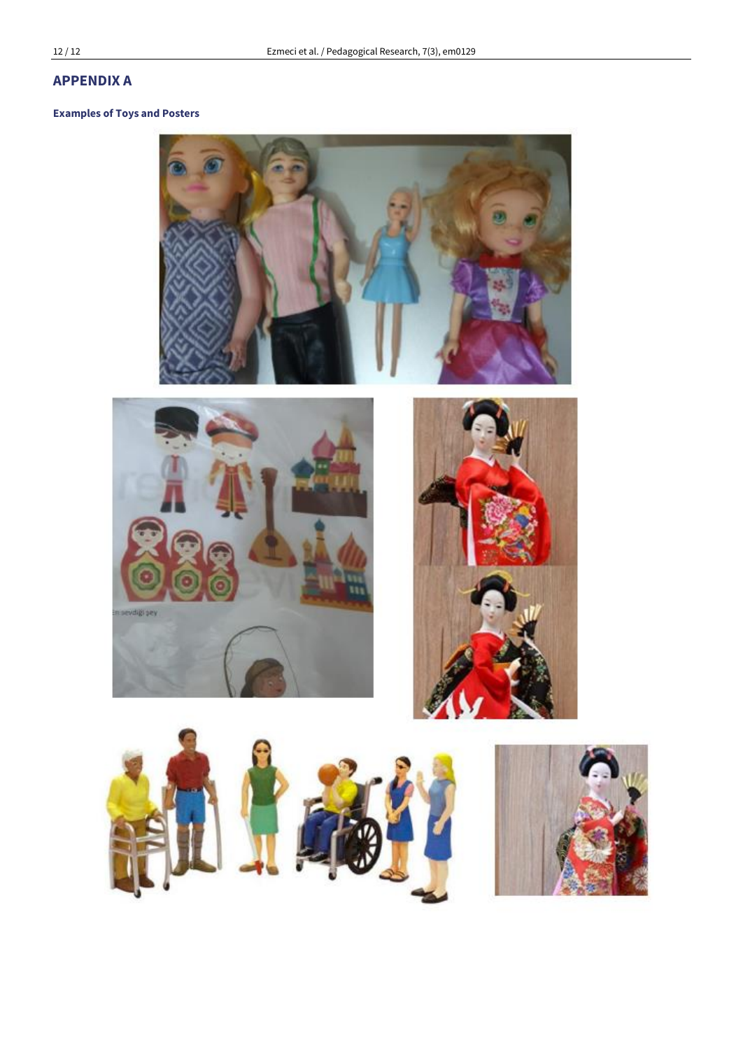## APPENDIX A

### Examples of Toys and Posters